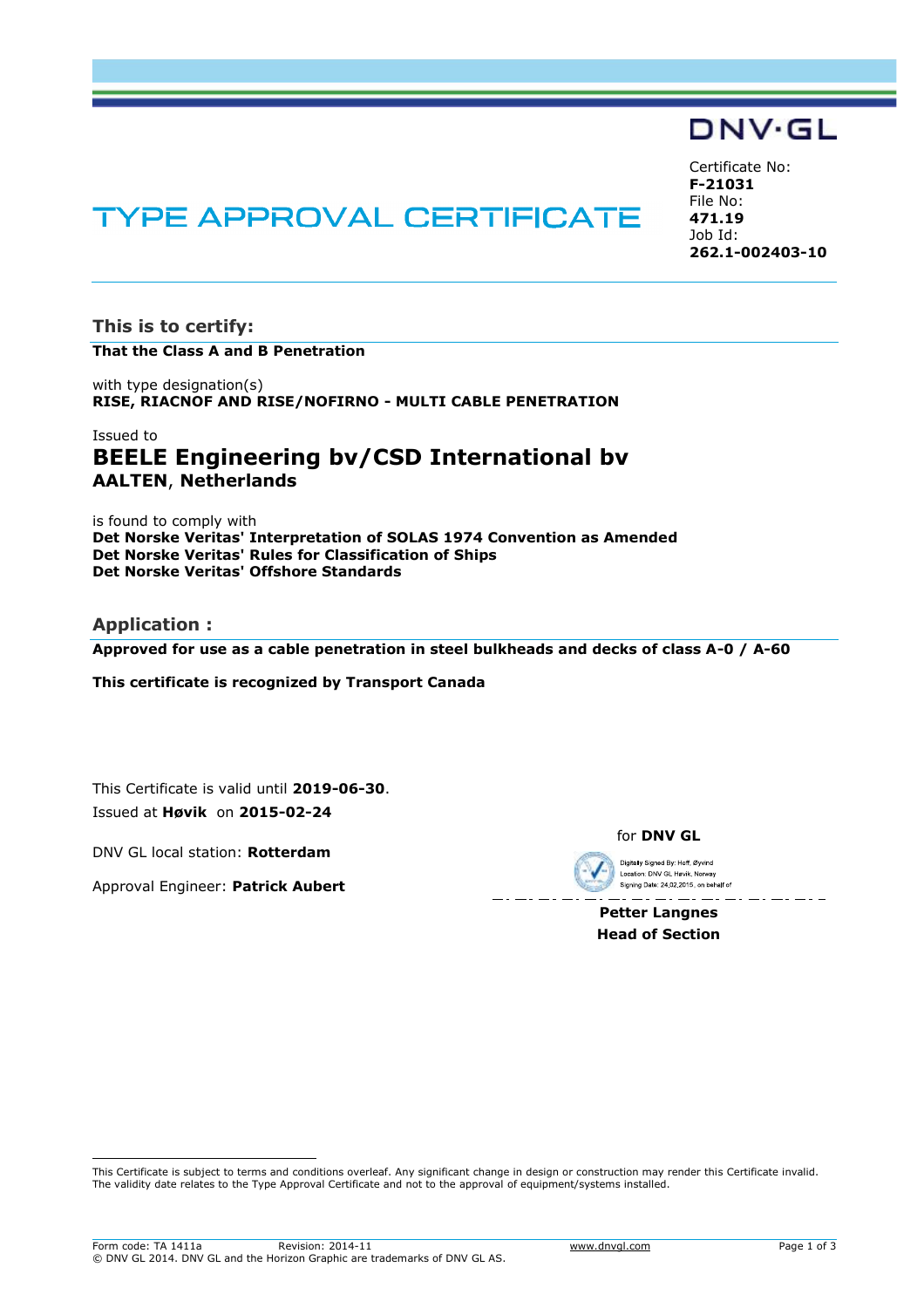DNV·GL

Certificate No:
**F-21031**
File No:
**471.19**
Job Id:
**262.1-002403-10**

# TYPE APPROVAL CERTIFICATE

## This is to certify:

**That the Class A and B Penetration**

with type designation(s)
**RISE, RIACNOF AND RISE/NOFIRNO - MULTI CABLE PENETRATION**

Issued to
## BEELE Engineering bv/CSD International bv
**AALTEN, Netherlands**

is found to comply with
**Det Norske Veritas' Interpretation of SOLAS 1974 Convention as Amended**
**Det Norske Veritas' Rules for Classification of Ships**
**Det Norske Veritas' Offshore Standards**

## Application :

**Approved for use as a cable penetration in steel bulkheads and decks of class A-0 / A-60**

**This certificate is recognized by Transport Canada**

This Certificate is valid until **2019-06-30**.
Issued at **Høvik** on **2015-02-24**

DNV GL local station: **Rotterdam**

Approval Engineer: **Patrick Aubert**

for **DNV GL**

Digitally Signed By: Hoff, Øyvind
Location: DNV GL Høvik, Norway
Signing Date: 24.02.2015 , on behalf of

**Petter Langnes**
**Head of Section**

This Certificate is subject to terms and conditions overleaf. Any significant change in design or construction may render this Certificate invalid. The validity date relates to the Type Approval Certificate and not to the approval of equipment/systems installed.

Form code: TA 1411a Revision: 2014-11 www.dnvgl.com
© DNV GL 2014. DNV GL and the Horizon Graphic are trademarks of DNV GL AS.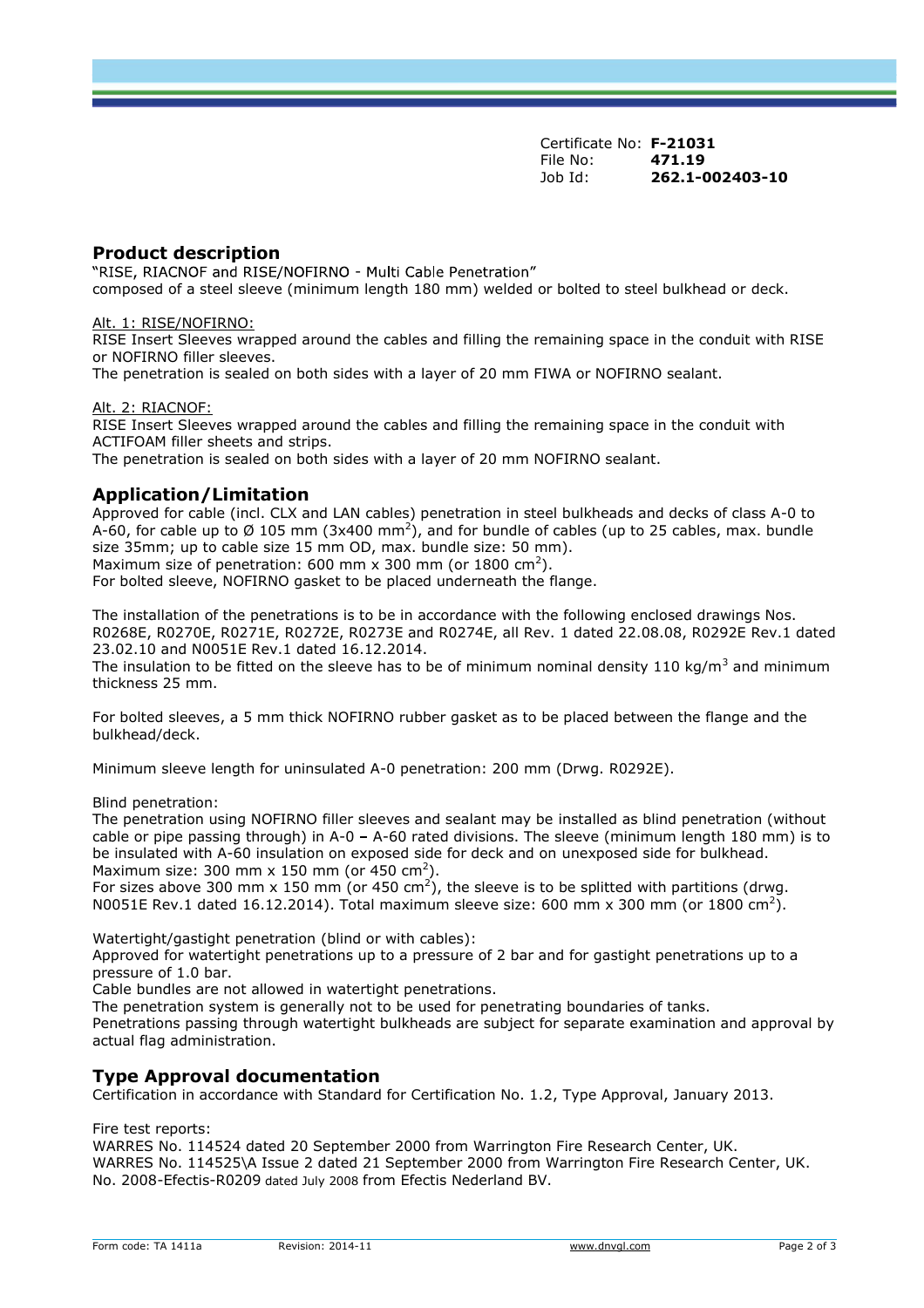Certificate No: **F-21031**
File No: **471.19**
Job Id: **262.1-002403-10**

## Product description

"RISE, RIACNOF and RISE/NOFIRNO - Multi Cable Penetration"
composed of a steel sleeve (minimum length 180 mm) welded or bolted to steel bulkhead or deck.

Alt. 1: RISE/NOFIRNO:
RISE Insert Sleeves wrapped around the cables and filling the remaining space in the conduit with RISE or NOFIRNO filler sleeves.
The penetration is sealed on both sides with a layer of 20 mm FIWA or NOFIRNO sealant.

Alt. 2: RIACNOF:
RISE Insert Sleeves wrapped around the cables and filling the remaining space in the conduit with ACTIFOAM filler sheets and strips.
The penetration is sealed on both sides with a layer of 20 mm NOFIRNO sealant.

## Application/Limitation

Approved for cable (incl. CLX and LAN cables) penetration in steel bulkheads and decks of class A-0 to A-60, for cable up to Ø 105 mm (3x400 mm$^2$), and for bundle of cables (up to 25 cables, max. bundle size 35mm; up to cable size 15 mm OD, max. bundle size: 50 mm).
Maximum size of penetration: 600 mm x 300 mm (or 1800 cm$^2$).
For bolted sleeve, NOFIRNO gasket to be placed underneath the flange.

The installation of the penetrations is to be in accordance with the following enclosed drawings Nos. R0268E, R0270E, R0271E, R0272E, R0273E and R0274E, all Rev. 1 dated 22.08.08, R0292E Rev.1 dated 23.02.10 and N0051E Rev.1 dated 16.12.2014.
The insulation to be fitted on the sleeve has to be of minimum nominal density 110 kg/m$^3$ and minimum thickness 25 mm.

For bolted sleeves, a 5 mm thick NOFIRNO rubber gasket as to be placed between the flange and the bulkhead/deck.

Minimum sleeve length for uninsulated A-0 penetration: 200 mm (Drwg. R0292E).

Blind penetration:
The penetration using NOFIRNO filler sleeves and sealant may be installed as blind penetration (without cable or pipe passing through) in A-0 – A-60 rated divisions. The sleeve (minimum length 180 mm) is to be insulated with A-60 insulation on exposed side for deck and on unexposed side for bulkhead.
Maximum size: 300 mm x 150 mm (or 450 cm$^2$).
For sizes above 300 mm x 150 mm (or 450 cm$^2$), the sleeve is to be splitted with partitions (drwg. N0051E Rev.1 dated 16.12.2014). Total maximum sleeve size: 600 mm x 300 mm (or 1800 cm$^2$).

Watertight/gastight penetration (blind or with cables):
Approved for watertight penetrations up to a pressure of 2 bar and for gastight penetrations up to a pressure of 1.0 bar.
Cable bundles are not allowed in watertight penetrations.
The penetration system is generally not to be used for penetrating boundaries of tanks.
Penetrations passing through watertight bulkheads are subject for separate examination and approval by actual flag administration.

## Type Approval documentation

Certification in accordance with Standard for Certification No. 1.2, Type Approval, January 2013.

Fire test reports:
WARRES No. 114524 dated 20 September 2000 from Warrington Fire Research Center, UK.
WARRES No. 114525\A Issue 2 dated 21 September 2000 from Warrington Fire Research Center, UK.
No. 2008-Efectis-R0209 dated July 2008 from Efectis Nederland BV.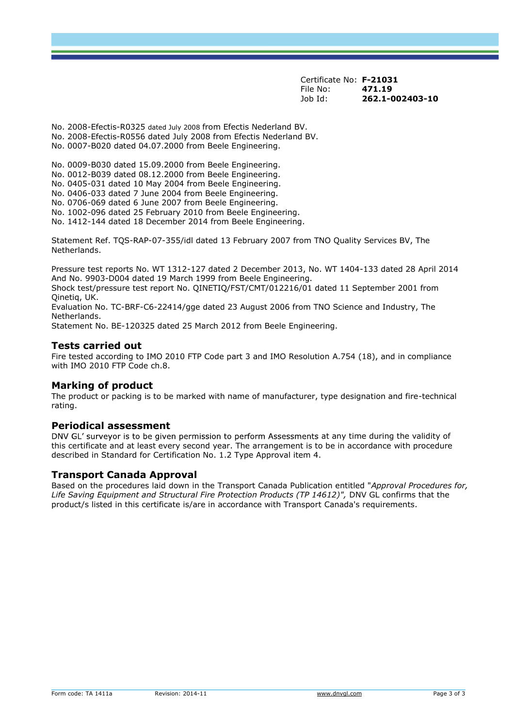Certificate No: **F-21031**
File No: **471.19**
Job Id: **262.1-002403-10**

No. 2008-Efectis-R0325 dated July 2008 from Efectis Nederland BV.
No. 2008-Efectis-R0556 dated July 2008 from Efectis Nederland BV.
No. 0007-B020 dated 04.07.2000 from Beele Engineering.

No. 0009-B030 dated 15.09.2000 from Beele Engineering.
No. 0012-B039 dated 08.12.2000 from Beele Engineering.
No. 0405-031 dated 10 May 2004 from Beele Engineering.
No. 0406-033 dated 7 June 2004 from Beele Engineering.
No. 0706-069 dated 6 June 2007 from Beele Engineering.
No. 1002-096 dated 25 February 2010 from Beele Engineering.
No. 1412-144 dated 18 December 2014 from Beele Engineering.

Statement Ref. TQS-RAP-07-355/idl dated 13 February 2007 from TNO Quality Services BV, The Netherlands.

Pressure test reports No. WT 1312-127 dated 2 December 2013, No. WT 1404-133 dated 28 April 2014 And No. 9903-D004 dated 19 March 1999 from Beele Engineering.
Shock test/pressure test report No. QINETIQ/FST/CMT/012216/01 dated 11 September 2001 from Qinetiq, UK.
Evaluation No. TC-BRF-C6-22414/gge dated 23 August 2006 from TNO Science and Industry, The Netherlands.
Statement No. BE-120325 dated 25 March 2012 from Beele Engineering.

## Tests carried out

Fire tested according to IMO 2010 FTP Code part 3 and IMO Resolution A.754 (18), and in compliance with IMO 2010 FTP Code ch.8.

## Marking of product

The product or packing is to be marked with name of manufacturer, type designation and fire-technical rating.

## Periodical assessment

DNV GL' surveyor is to be given permission to perform Assessments at any time during the validity of this certificate and at least every second year. The arrangement is to be in accordance with procedure described in Standard for Certification No. 1.2 Type Approval item 4.

## Transport Canada Approval

Based on the procedures laid down in the Transport Canada Publication entitled "*Approval Procedures for, Life Saving Equipment and Structural Fire Protection Products (TP 14612)",* DNV GL confirms that the product/s listed in this certificate is/are in accordance with Transport Canada's requirements.